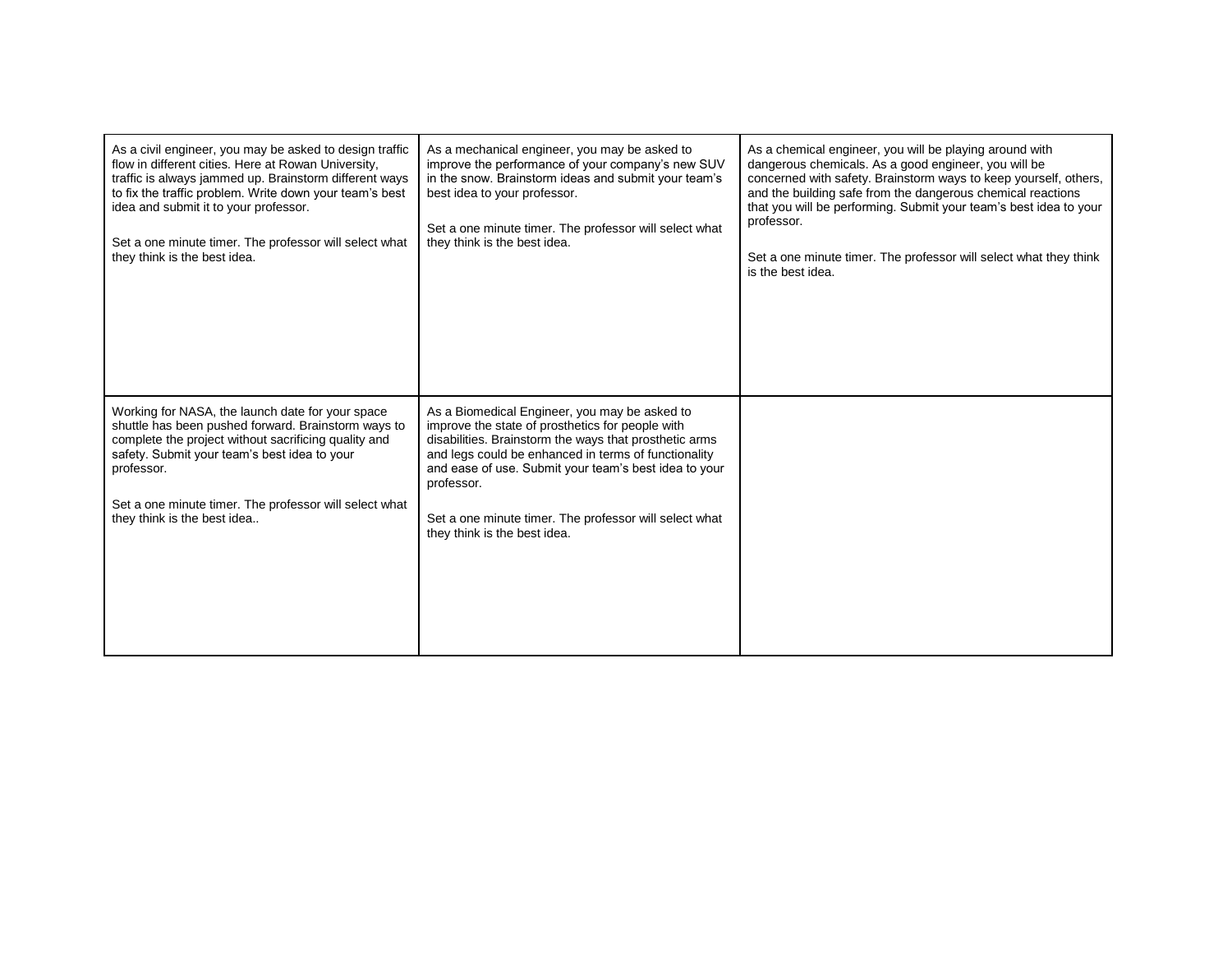| | | |
|---|---|---|
| As a civil engineer, you may be asked to design traffic flow in different cities. Here at Rowan University, traffic is always jammed up. Brainstorm different ways to fix the traffic problem. Write down your team's best idea and submit it to your professor.<br><br>Set a one minute timer. The professor will select what they think is the best idea. | As a mechanical engineer, you may be asked to improve the performance of your company's new SUV in the snow. Brainstorm ideas and submit your team's best idea to your professor.<br><br>Set a one minute timer. The professor will select what they think is the best idea. | As a chemical engineer, you will be playing around with dangerous chemicals. As a good engineer, you will be concerned with safety. Brainstorm ways to keep yourself, others, and the building safe from the dangerous chemical reactions that you will be performing. Submit your team's best idea to your professor.<br><br>Set a one minute timer. The professor will select what they think is the best idea. |
| Working for NASA, the launch date for your space shuttle has been pushed forward. Brainstorm ways to complete the project without sacrificing quality and safety. Submit your team's best idea to your professor.<br><br>Set a one minute timer. The professor will select what they think is the best idea.. | As a Biomedical Engineer, you may be asked to improve the state of prosthetics for people with disabilities. Brainstorm the ways that prosthetic arms and legs could be enhanced in terms of functionality and ease of use. Submit your team's best idea to your professor.<br><br>Set a one minute timer. The professor will select what they think is the best idea. | |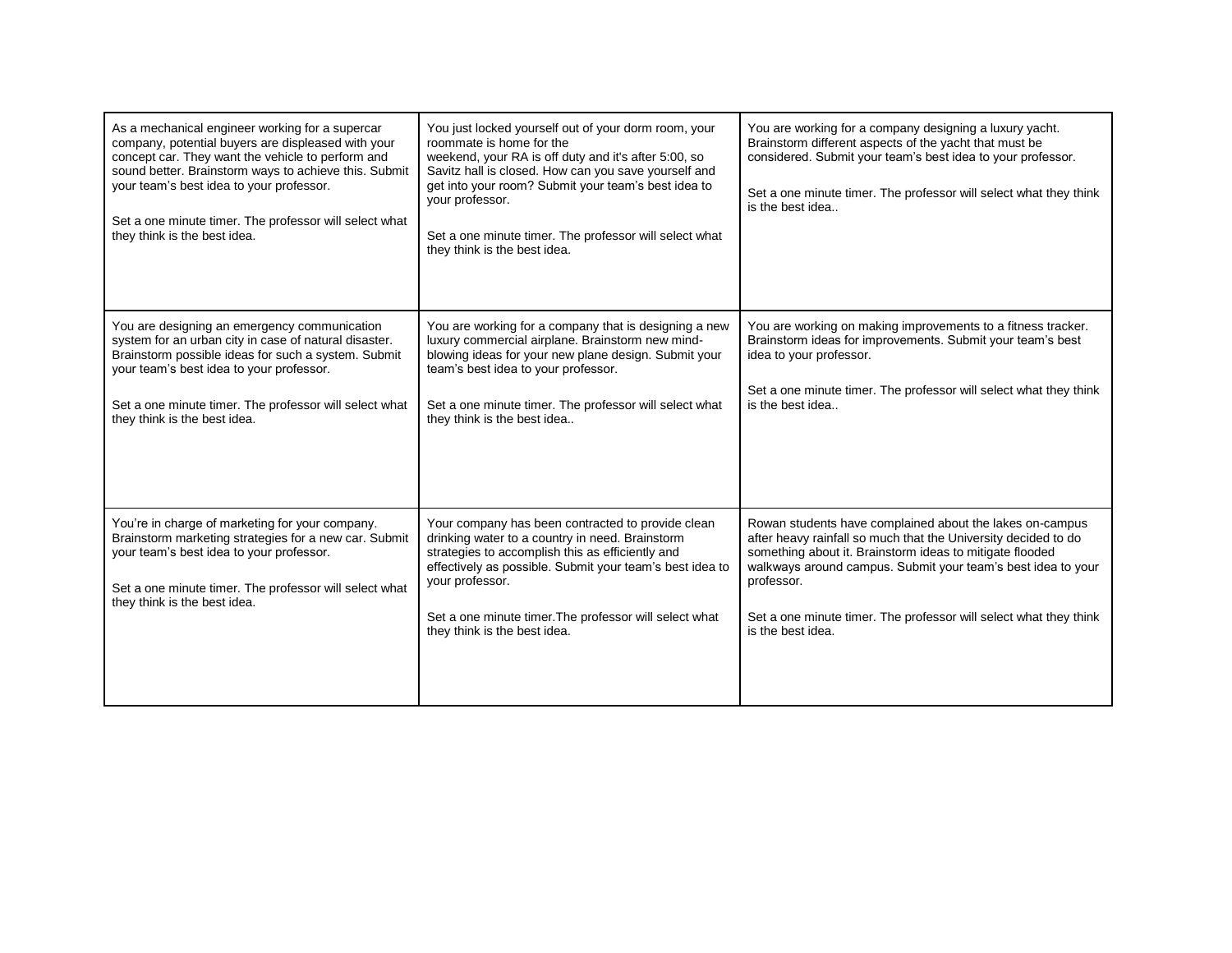| | | |
|---|---|---|
| As a mechanical engineer working for a supercar company, potential buyers are displeased with your concept car. They want the vehicle to perform and sound better. Brainstorm ways to achieve this. Submit your team's best idea to your professor.<br><br>Set a one minute timer. The professor will select what they think is the best idea. | You just locked yourself out of your dorm room, your roommate is home for the weekend, your RA is off duty and it's after 5:00, so Savitz hall is closed. How can you save yourself and get into your room? Submit your team's best idea to your professor.<br><br>Set a one minute timer. The professor will select what they think is the best idea. | You are working for a company designing a luxury yacht. Brainstorm different aspects of the yacht that must be considered. Submit your team's best idea to your professor.<br><br>Set a one minute timer. The professor will select what they think is the best idea.. |
| You are designing an emergency communication system for an urban city in case of natural disaster. Brainstorm possible ideas for such a system. Submit your team's best idea to your professor.<br><br>Set a one minute timer. The professor will select what they think is the best idea. | You are working for a company that is designing a new luxury commercial airplane. Brainstorm new mind-blowing ideas for your new plane design. Submit your team's best idea to your professor.<br><br>Set a one minute timer. The professor will select what they think is the best idea.. | You are working on making improvements to a fitness tracker. Brainstorm ideas for improvements. Submit your team's best idea to your professor.<br><br>Set a one minute timer. The professor will select what they think is the best idea.. |
| You're in charge of marketing for your company. Brainstorm marketing strategies for a new car. Submit your team's best idea to your professor.<br><br>Set a one minute timer. The professor will select what they think is the best idea. | Your company has been contracted to provide clean drinking water to a country in need. Brainstorm strategies to accomplish this as efficiently and effectively as possible. Submit your team's best idea to your professor.<br><br>Set a one minute timer.The professor will select what they think is the best idea. | Rowan students have complained about the lakes on-campus after heavy rainfall so much that the University decided to do something about it. Brainstorm ideas to mitigate flooded walkways around campus. Submit your team's best idea to your professor.<br><br>Set a one minute timer. The professor will select what they think is the best idea. |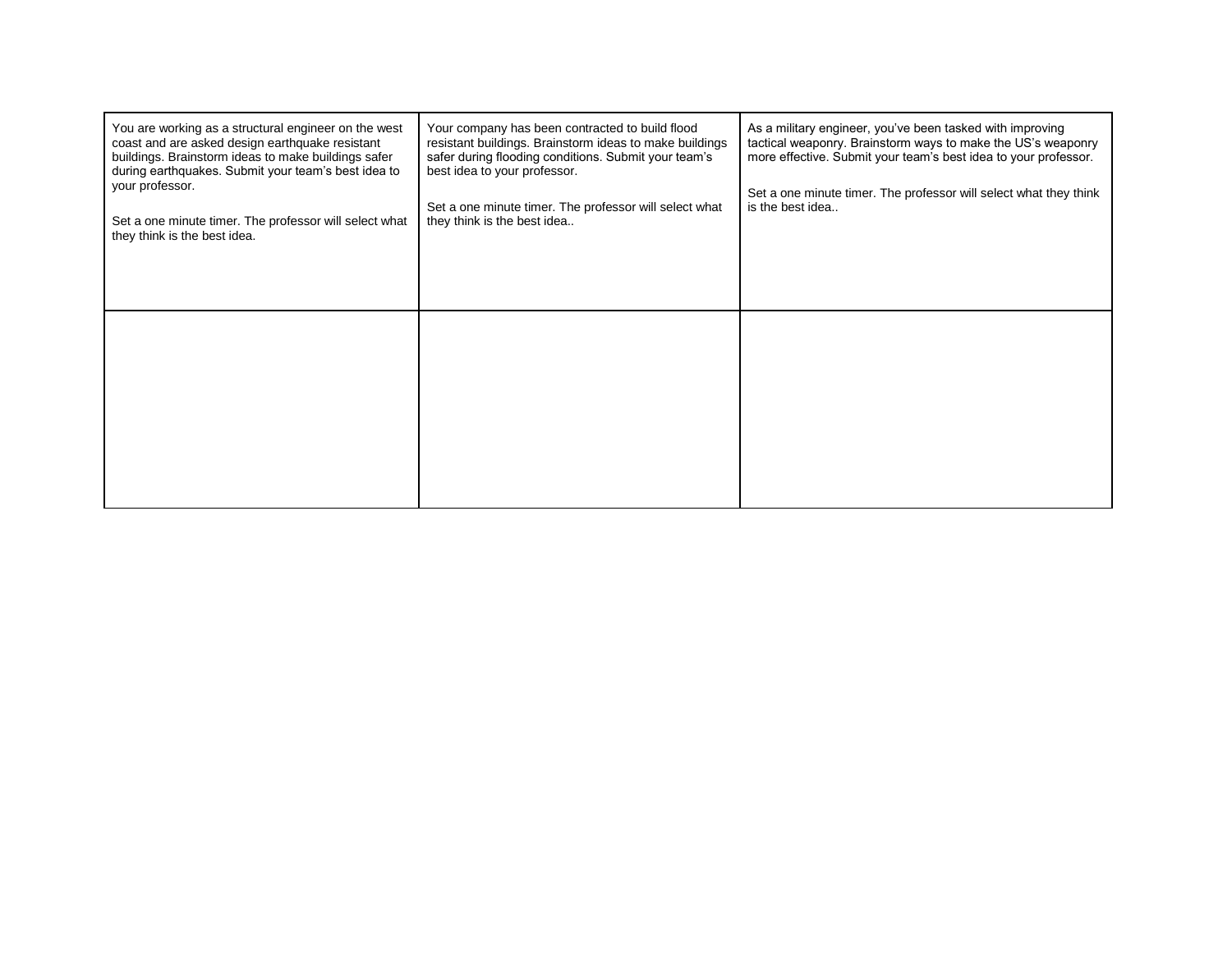| | | |
|---|---|---|
| You are working as a structural engineer on the west coast and are asked design earthquake resistant buildings. Brainstorm ideas to make buildings safer during earthquakes. Submit your team's best idea to your professor.<br><br>Set a one minute timer. The professor will select what they think is the best idea. | Your company has been contracted to build flood resistant buildings. Brainstorm ideas to make buildings safer during flooding conditions. Submit your team's best idea to your professor.<br><br>Set a one minute timer. The professor will select what they think is the best idea.. | As a military engineer, you've been tasked with improving tactical weaponry. Brainstorm ways to make the US's weaponry more effective. Submit your team's best idea to your professor.<br><br>Set a one minute timer. The professor will select what they think is the best idea.. |
| | | |